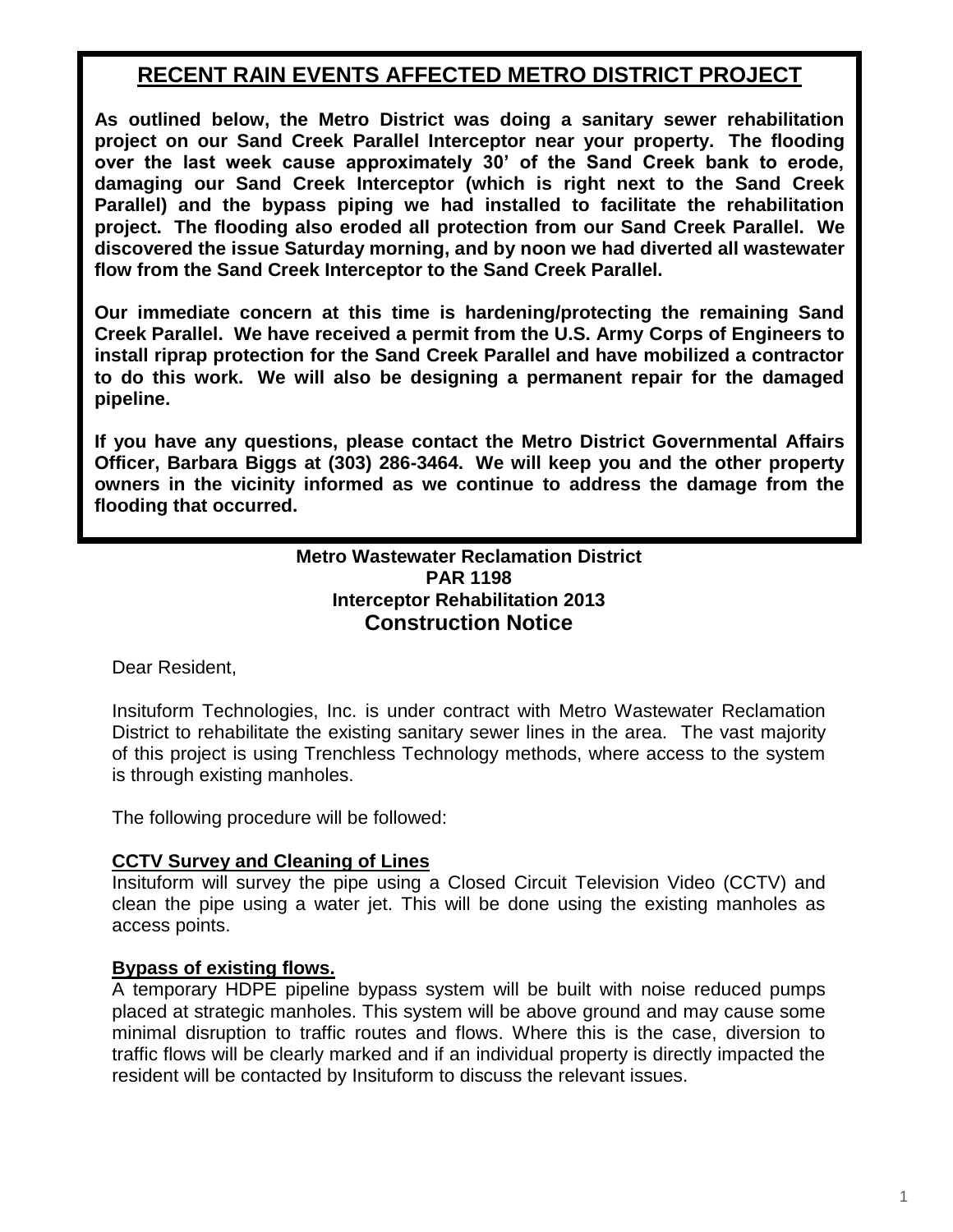## RECENT RAIN EVENTS AFFECTED METRO DISTRICT PROJECT

**As outlined below, the Metro District was doing a sanitary sewer rehabilitation project on our Sand Creek Parallel Interceptor near your property. The flooding over the last week cause approximately 30' of the Sand Creek bank to erode, damaging our Sand Creek Interceptor (which is right next to the Sand Creek Parallel) and the bypass piping we had installed to facilitate the rehabilitation project. The flooding also eroded all protection from our Sand Creek Parallel. We discovered the issue Saturday morning, and by noon we had diverted all wastewater flow from the Sand Creek Interceptor to the Sand Creek Parallel.**

**Our immediate concern at this time is hardening/protecting the remaining Sand Creek Parallel. We have received a permit from the U.S. Army Corps of Engineers to install riprap protection for the Sand Creek Parallel and have mobilized a contractor to do this work. We will also be designing a permanent repair for the damaged pipeline.**

**If you have any questions, please contact the Metro District Governmental Affairs Officer, Barbara Biggs at (303) 286-3464. We will keep you and the other property owners in the vicinity informed as we continue to address the damage from the flooding that occurred.**

**Metro Wastewater Reclamation District**
**PAR 1198**
**Interceptor Rehabilitation 2013**

# Construction Notice

Dear Resident,

Insituform Technologies, Inc. is under contract with Metro Wastewater Reclamation District to rehabilitate the existing sanitary sewer lines in the area. The vast majority of this project is using Trenchless Technology methods, where access to the system is through existing manholes.

The following procedure will be followed:

### CCTV Survey and Cleaning of Lines

Insituform will survey the pipe using a Closed Circuit Television Video (CCTV) and clean the pipe using a water jet. This will be done using the existing manholes as access points.

### Bypass of existing flows.

A temporary HDPE pipeline bypass system will be built with noise reduced pumps placed at strategic manholes. This system will be above ground and may cause some minimal disruption to traffic routes and flows. Where this is the case, diversion to traffic flows will be clearly marked and if an individual property is directly impacted the resident will be contacted by Insituform to discuss the relevant issues.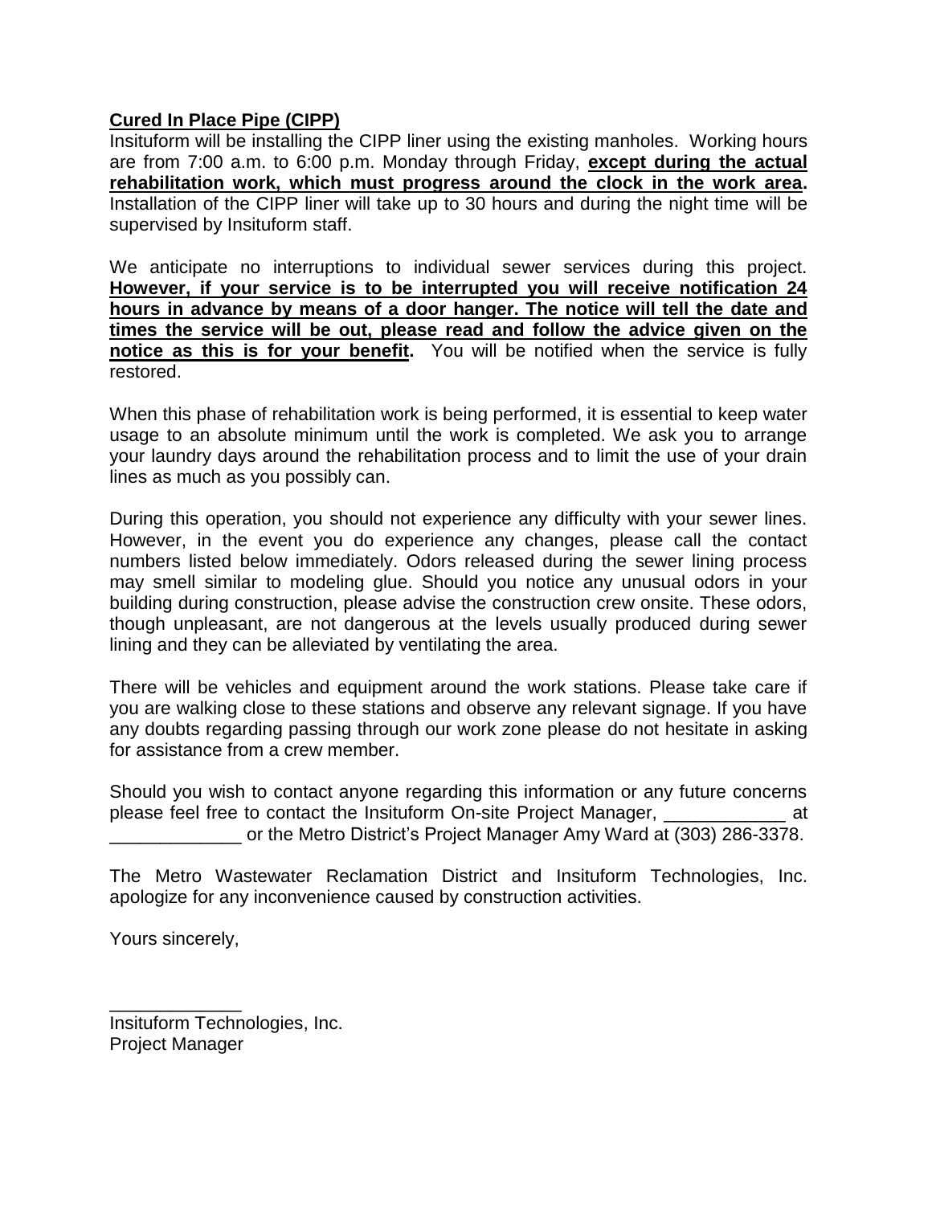**Cured In Place Pipe (CIPP)**

Insituform will be installing the CIPP liner using the existing manholes. Working hours are from 7:00 a.m. to 6:00 p.m. Monday through Friday, **except during the actual rehabilitation work, which must progress around the clock in the work area.** Installation of the CIPP liner will take up to 30 hours and during the night time will be supervised by Insituform staff.

We anticipate no interruptions to individual sewer services during this project. **However, if your service is to be interrupted you will receive notification 24 hours in advance by means of a door hanger. The notice will tell the date and times the service will be out, please read and follow the advice given on the notice as this is for your benefit.** You will be notified when the service is fully restored.

When this phase of rehabilitation work is being performed, it is essential to keep water usage to an absolute minimum until the work is completed. We ask you to arrange your laundry days around the rehabilitation process and to limit the use of your drain lines as much as you possibly can.

During this operation, you should not experience any difficulty with your sewer lines. However, in the event you do experience any changes, please call the contact numbers listed below immediately. Odors released during the sewer lining process may smell similar to modeling glue. Should you notice any unusual odors in your building during construction, please advise the construction crew onsite. These odors, though unpleasant, are not dangerous at the levels usually produced during sewer lining and they can be alleviated by ventilating the area.

There will be vehicles and equipment around the work stations. Please take care if you are walking close to these stations and observe any relevant signage. If you have any doubts regarding passing through our work zone please do not hesitate in asking for assistance from a crew member.

Should you wish to contact anyone regarding this information or any future concerns please feel free to contact the Insituform On-site Project Manager, ____________ at _____________ or the Metro District's Project Manager Amy Ward at (303) 286-3378.

The Metro Wastewater Reclamation District and Insituform Technologies, Inc. apologize for any inconvenience caused by construction activities.

Yours sincerely,

_____________

Insituform Technologies, Inc.
Project Manager